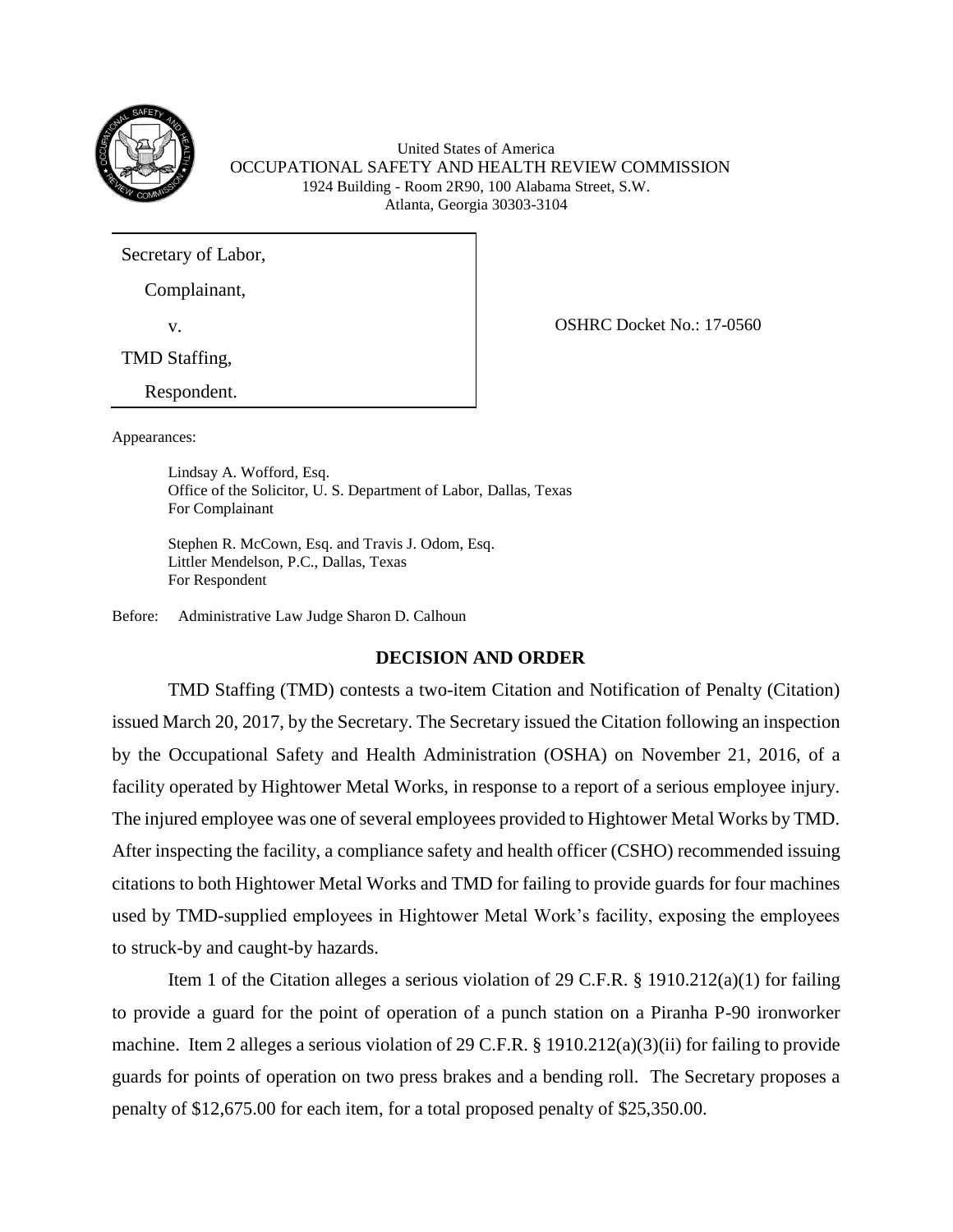United States of America
OCCUPATIONAL SAFETY AND HEALTH REVIEW COMMISSION
1924 Building - Room 2R90, 100 Alabama Street, S.W.
Atlanta, Georgia 30303-3104

Secretary of Labor,

Complainant,

v.

TMD Staffing,

Respondent.

OSHRC Docket No.: 17-0560

Appearances:

Lindsay A. Wofford, Esq.
Office of the Solicitor, U. S. Department of Labor, Dallas, Texas
For Complainant

Stephen R. McCown, Esq. and Travis J. Odom, Esq.
Littler Mendelson, P.C., Dallas, Texas
For Respondent

Before: Administrative Law Judge Sharon D. Calhoun

## DECISION AND ORDER

TMD Staffing (TMD) contests a two-item Citation and Notification of Penalty (Citation) issued March 20, 2017, by the Secretary. The Secretary issued the Citation following an inspection by the Occupational Safety and Health Administration (OSHA) on November 21, 2016, of a facility operated by Hightower Metal Works, in response to a report of a serious employee injury. The injured employee was one of several employees provided to Hightower Metal Works by TMD. After inspecting the facility, a compliance safety and health officer (CSHO) recommended issuing citations to both Hightower Metal Works and TMD for failing to provide guards for four machines used by TMD-supplied employees in Hightower Metal Work's facility, exposing the employees to struck-by and caught-by hazards.

Item 1 of the Citation alleges a serious violation of 29 C.F.R. § 1910.212(a)(1) for failing to provide a guard for the point of operation of a punch station on a Piranha P-90 ironworker machine. Item 2 alleges a serious violation of 29 C.F.R. § 1910.212(a)(3)(ii) for failing to provide guards for points of operation on two press brakes and a bending roll. The Secretary proposes a penalty of $12,675.00 for each item, for a total proposed penalty of $25,350.00.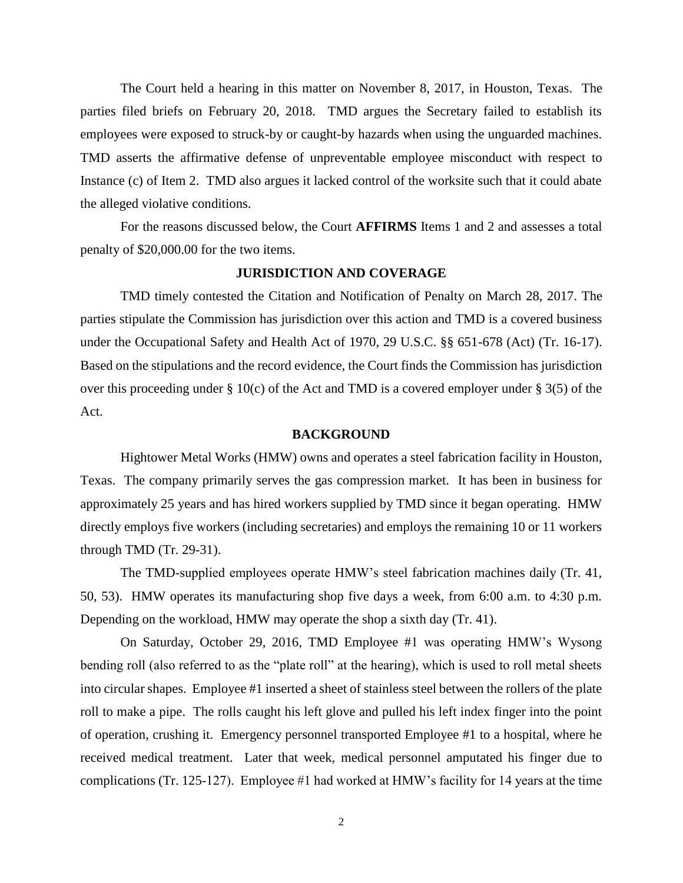The Court held a hearing in this matter on November 8, 2017, in Houston, Texas. The parties filed briefs on February 20, 2018. TMD argues the Secretary failed to establish its employees were exposed to struck-by or caught-by hazards when using the unguarded machines. TMD asserts the affirmative defense of unpreventable employee misconduct with respect to Instance (c) of Item 2. TMD also argues it lacked control of the worksite such that it could abate the alleged violative conditions.

For the reasons discussed below, the Court **AFFIRMS** Items 1 and 2 and assesses a total penalty of $20,000.00 for the two items.

## JURISDICTION AND COVERAGE

TMD timely contested the Citation and Notification of Penalty on March 28, 2017. The parties stipulate the Commission has jurisdiction over this action and TMD is a covered business under the Occupational Safety and Health Act of 1970, 29 U.S.C. §§ 651-678 (Act) (Tr. 16-17). Based on the stipulations and the record evidence, the Court finds the Commission has jurisdiction over this proceeding under § 10(c) of the Act and TMD is a covered employer under § 3(5) of the Act.

## BACKGROUND

Hightower Metal Works (HMW) owns and operates a steel fabrication facility in Houston, Texas. The company primarily serves the gas compression market. It has been in business for approximately 25 years and has hired workers supplied by TMD since it began operating. HMW directly employs five workers (including secretaries) and employs the remaining 10 or 11 workers through TMD (Tr. 29-31).

The TMD-supplied employees operate HMW's steel fabrication machines daily (Tr. 41, 50, 53). HMW operates its manufacturing shop five days a week, from 6:00 a.m. to 4:30 p.m. Depending on the workload, HMW may operate the shop a sixth day (Tr. 41).

On Saturday, October 29, 2016, TMD Employee #1 was operating HMW's Wysong bending roll (also referred to as the "plate roll" at the hearing), which is used to roll metal sheets into circular shapes. Employee #1 inserted a sheet of stainless steel between the rollers of the plate roll to make a pipe. The rolls caught his left glove and pulled his left index finger into the point of operation, crushing it. Emergency personnel transported Employee #1 to a hospital, where he received medical treatment. Later that week, medical personnel amputated his finger due to complications (Tr. 125-127). Employee #1 had worked at HMW's facility for 14 years at the time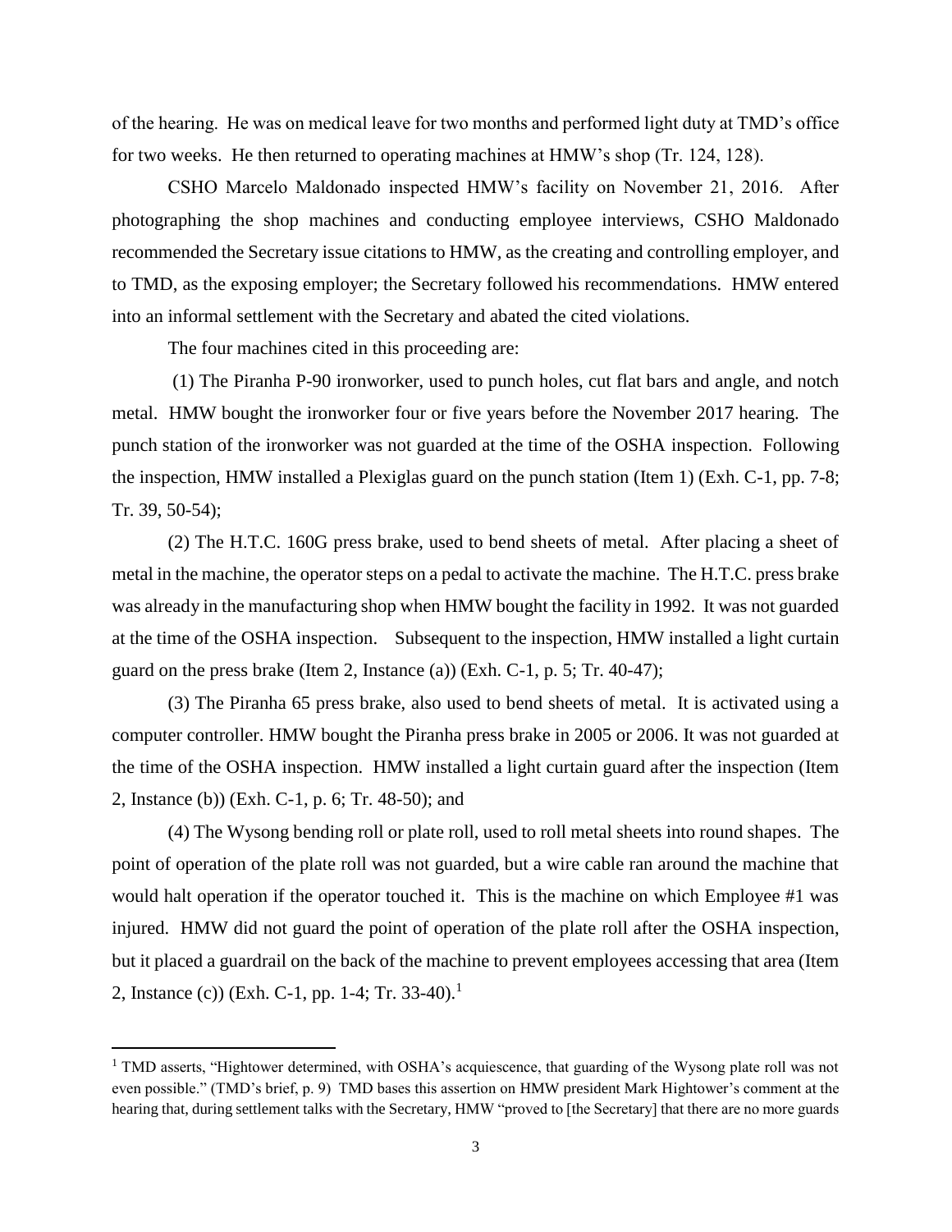of the hearing. He was on medical leave for two months and performed light duty at TMD's office for two weeks. He then returned to operating machines at HMW's shop (Tr. 124, 128).

CSHO Marcelo Maldonado inspected HMW's facility on November 21, 2016. After photographing the shop machines and conducting employee interviews, CSHO Maldonado recommended the Secretary issue citations to HMW, as the creating and controlling employer, and to TMD, as the exposing employer; the Secretary followed his recommendations. HMW entered into an informal settlement with the Secretary and abated the cited violations.

The four machines cited in this proceeding are:

(1) The Piranha P-90 ironworker, used to punch holes, cut flat bars and angle, and notch metal. HMW bought the ironworker four or five years before the November 2017 hearing. The punch station of the ironworker was not guarded at the time of the OSHA inspection. Following the inspection, HMW installed a Plexiglas guard on the punch station (Item 1) (Exh. C-1, pp. 7-8; Tr. 39, 50-54);

(2) The H.T.C. 160G press brake, used to bend sheets of metal. After placing a sheet of metal in the machine, the operator steps on a pedal to activate the machine. The H.T.C. press brake was already in the manufacturing shop when HMW bought the facility in 1992. It was not guarded at the time of the OSHA inspection. Subsequent to the inspection, HMW installed a light curtain guard on the press brake (Item 2, Instance (a)) (Exh. C-1, p. 5; Tr. 40-47);

(3) The Piranha 65 press brake, also used to bend sheets of metal. It is activated using a computer controller. HMW bought the Piranha press brake in 2005 or 2006. It was not guarded at the time of the OSHA inspection. HMW installed a light curtain guard after the inspection (Item 2, Instance (b)) (Exh. C-1, p. 6; Tr. 48-50); and

(4) The Wysong bending roll or plate roll, used to roll metal sheets into round shapes. The point of operation of the plate roll was not guarded, but a wire cable ran around the machine that would halt operation if the operator touched it. This is the machine on which Employee #1 was injured. HMW did not guard the point of operation of the plate roll after the OSHA inspection, but it placed a guardrail on the back of the machine to prevent employees accessing that area (Item 2, Instance (c)) (Exh. C-1, pp. 1-4; Tr. 33-40).[1]

---

[1] TMD asserts, "Hightower determined, with OSHA's acquiescence, that guarding of the Wysong plate roll was not even possible." (TMD's brief, p. 9) TMD bases this assertion on HMW president Mark Hightower's comment at the hearing that, during settlement talks with the Secretary, HMW "proved to [the Secretary] that there are no more guards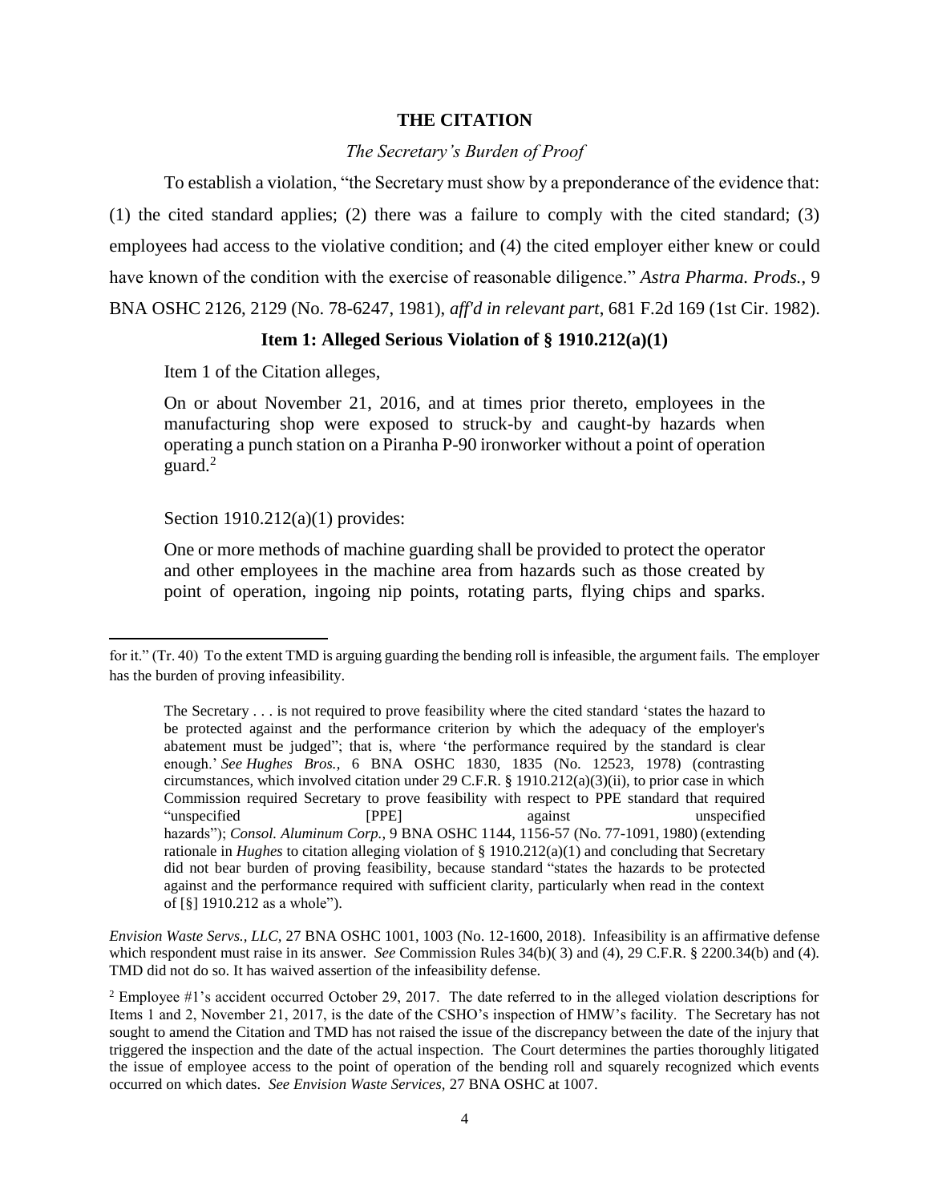## THE CITATION

### *The Secretary's Burden of Proof*

To establish a violation, "the Secretary must show by a preponderance of the evidence that: (1) the cited standard applies; (2) there was a failure to comply with the cited standard; (3) employees had access to the violative condition; and (4) the cited employer either knew or could have known of the condition with the exercise of reasonable diligence." *Astra Pharma. Prods.*, 9 BNA OSHC 2126, 2129 (No. 78-6247, 1981), *aff'd in relevant part*, 681 F.2d 169 (1st Cir. 1982).

### Item 1: Alleged Serious Violation of § 1910.212(a)(1)

Item 1 of the Citation alleges,

> On or about November 21, 2016, and at times prior thereto, employees in the manufacturing shop were exposed to struck-by and caught-by hazards when operating a punch station on a Piranha P-90 ironworker without a point of operation guard.[2]

Section 1910.212(a)(1) provides:

> One or more methods of machine guarding shall be provided to protect the operator and other employees in the machine area from hazards such as those created by point of operation, ingoing nip points, rotating parts, flying chips and sparks.

---

for it." (Tr. 40) To the extent TMD is arguing guarding the bending roll is infeasible, the argument fails. The employer has the burden of proving infeasibility.

> The Secretary . . . is not required to prove feasibility where the cited standard 'states the hazard to be protected against and the performance criterion by which the adequacy of the employer's abatement must be judged"; that is, where 'the performance required by the standard is clear enough.' *See Hughes Bros.*, 6 BNA OSHC 1830, 1835 (No. 12523, 1978) (contrasting circumstances, which involved citation under 29 C.F.R. § 1910.212(a)(3)(ii), to prior case in which Commission required Secretary to prove feasibility with respect to PPE standard that required "unspecified [PPE] against unspecified hazards"); *Consol. Aluminum Corp.*, 9 BNA OSHC 1144, 1156-57 (No. 77-1091, 1980) (extending rationale in *Hughes* to citation alleging violation of § 1910.212(a)(1) and concluding that Secretary did not bear burden of proving feasibility, because standard "states the hazards to be protected against and the performance required with sufficient clarity, particularly when read in the context of [§] 1910.212 as a whole").

*Envision Waste Servs., LLC*, 27 BNA OSHC 1001, 1003 (No. 12-1600, 2018). Infeasibility is an affirmative defense which respondent must raise in its answer. *See* Commission Rules 34(b)( 3) and (4), 29 C.F.R. § 2200.34(b) and (4). TMD did not do so. It has waived assertion of the infeasibility defense.

[2] Employee #1's accident occurred October 29, 2017. The date referred to in the alleged violation descriptions for Items 1 and 2, November 21, 2017, is the date of the CSHO's inspection of HMW's facility. The Secretary has not sought to amend the Citation and TMD has not raised the issue of the discrepancy between the date of the injury that triggered the inspection and the date of the actual inspection. The Court determines the parties thoroughly litigated the issue of employee access to the point of operation of the bending roll and squarely recognized which events occurred on which dates. *See Envision Waste Services,* 27 BNA OSHC at 1007.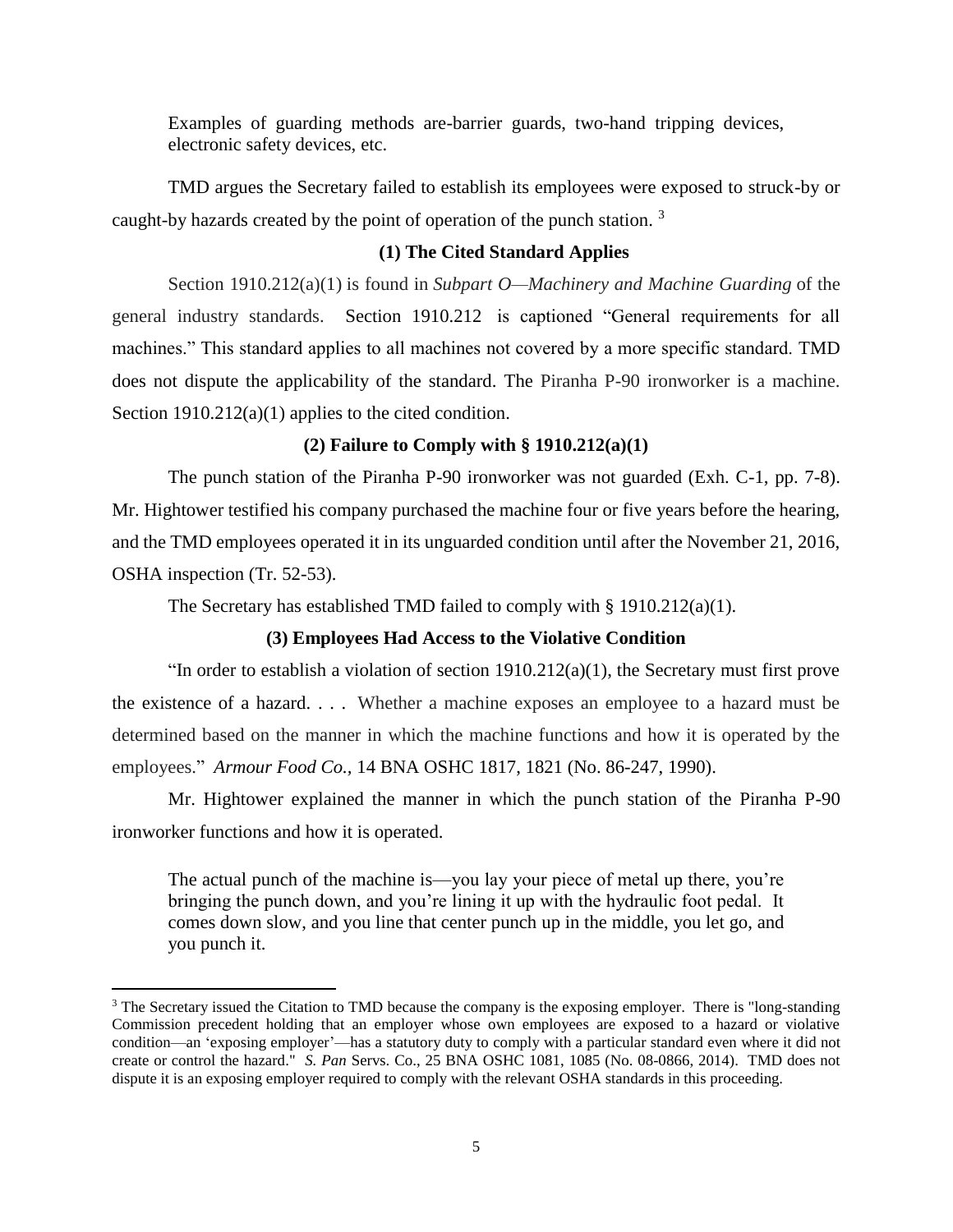> Examples of guarding methods are-barrier guards, two-hand tripping devices, electronic safety devices, etc.

TMD argues the Secretary failed to establish its employees were exposed to struck-by or caught-by hazards created by the point of operation of the punch station. [3]

**(1) The Cited Standard Applies**

Section 1910.212(a)(1) is found in *Subpart O—Machinery and Machine Guarding* of the general industry standards. Section 1910.212 is captioned "General requirements for all machines." This standard applies to all machines not covered by a more specific standard. TMD does not dispute the applicability of the standard. The Piranha P-90 ironworker is a machine. Section 1910.212(a)(1) applies to the cited condition.

**(2) Failure to Comply with § 1910.212(a)(1)**

The punch station of the Piranha P-90 ironworker was not guarded (Exh. C-1, pp. 7-8). Mr. Hightower testified his company purchased the machine four or five years before the hearing, and the TMD employees operated it in its unguarded condition until after the November 21, 2016, OSHA inspection (Tr. 52-53).

The Secretary has established TMD failed to comply with § 1910.212(a)(1).

**(3) Employees Had Access to the Violative Condition**

"In order to establish a violation of section 1910.212(a)(1), the Secretary must first prove the existence of a hazard. . . . Whether a machine exposes an employee to a hazard must be determined based on the manner in which the machine functions and how it is operated by the employees." *Armour Food Co.*, 14 BNA OSHC 1817, 1821 (No. 86-247, 1990).

Mr. Hightower explained the manner in which the punch station of the Piranha P-90 ironworker functions and how it is operated.

> The actual punch of the machine is—you lay your piece of metal up there, you're bringing the punch down, and you're lining it up with the hydraulic foot pedal. It comes down slow, and you line that center punch up in the middle, you let go, and you punch it.

---

[3] The Secretary issued the Citation to TMD because the company is the exposing employer. There is "long-standing Commission precedent holding that an employer whose own employees are exposed to a hazard or violative condition—an 'exposing employer'—has a statutory duty to comply with a particular standard even where it did not create or control the hazard." *S. Pan* Servs. Co., 25 BNA OSHC 1081, 1085 (No. 08-0866, 2014). TMD does not dispute it is an exposing employer required to comply with the relevant OSHA standards in this proceeding.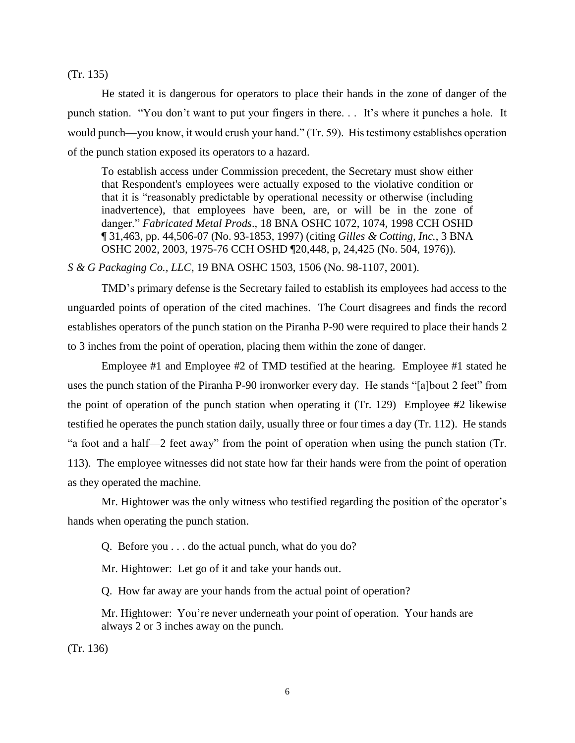(Tr. 135)

He stated it is dangerous for operators to place their hands in the zone of danger of the punch station. "You don't want to put your fingers in there. . . It's where it punches a hole. It would punch—you know, it would crush your hand." (Tr. 59). His testimony establishes operation of the punch station exposed its operators to a hazard.

> To establish access under Commission precedent, the Secretary must show either that Respondent's employees were actually exposed to the violative condition or that it is "reasonably predictable by operational necessity or otherwise (including inadvertence), that employees have been, are, or will be in the zone of danger." *Fabricated Metal Prods*., 18 BNA OSHC 1072, 1074, 1998 CCH OSHD ¶ 31,463, pp. 44,506-07 (No. 93-1853, 1997) (citing *Gilles & Cotting, Inc.*, 3 BNA OSHC 2002, 2003, 1975-76 CCH OSHD ¶20,448, p, 24,425 (No. 504, 1976)).

*S & G Packaging Co., LLC*, 19 BNA OSHC 1503, 1506 (No. 98-1107, 2001).

TMD's primary defense is the Secretary failed to establish its employees had access to the unguarded points of operation of the cited machines. The Court disagrees and finds the record establishes operators of the punch station on the Piranha P-90 were required to place their hands 2 to 3 inches from the point of operation, placing them within the zone of danger.

Employee #1 and Employee #2 of TMD testified at the hearing. Employee #1 stated he uses the punch station of the Piranha P-90 ironworker every day. He stands "[a]bout 2 feet" from the point of operation of the punch station when operating it (Tr. 129) Employee #2 likewise testified he operates the punch station daily, usually three or four times a day (Tr. 112). He stands "a foot and a half—2 feet away" from the point of operation when using the punch station (Tr. 113). The employee witnesses did not state how far their hands were from the point of operation as they operated the machine.

Mr. Hightower was the only witness who testified regarding the position of the operator's hands when operating the punch station.

> Q. Before you . . . do the actual punch, what do you do?
>
> Mr. Hightower: Let go of it and take your hands out.
>
> Q. How far away are your hands from the actual point of operation?
>
> Mr. Hightower: You're never underneath your point of operation. Your hands are always 2 or 3 inches away on the punch.

(Tr. 136)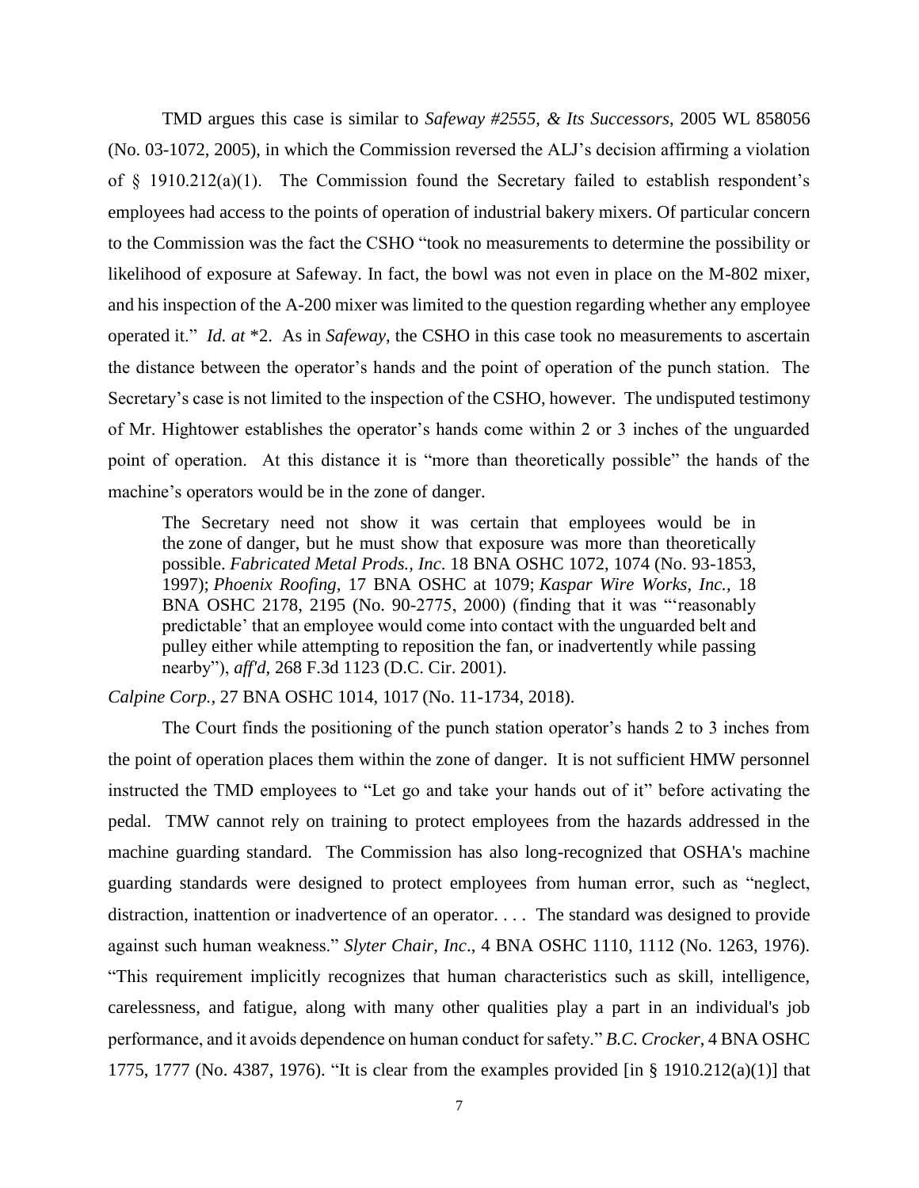TMD argues this case is similar to *Safeway #2555, & Its Successors*, 2005 WL 858056 (No. 03-1072, 2005), in which the Commission reversed the ALJ's decision affirming a violation of § 1910.212(a)(1). The Commission found the Secretary failed to establish respondent's employees had access to the points of operation of industrial bakery mixers. Of particular concern to the Commission was the fact the CSHO "took no measurements to determine the possibility or likelihood of exposure at Safeway. In fact, the bowl was not even in place on the M-802 mixer, and his inspection of the A-200 mixer was limited to the question regarding whether any employee operated it." *Id. at* *2. As in *Safeway*, the CSHO in this case took no measurements to ascertain the distance between the operator's hands and the point of operation of the punch station. The Secretary's case is not limited to the inspection of the CSHO, however. The undisputed testimony of Mr. Hightower establishes the operator's hands come within 2 or 3 inches of the unguarded point of operation. At this distance it is "more than theoretically possible" the hands of the machine's operators would be in the zone of danger.

> The Secretary need not show it was certain that employees would be in the zone of danger, but he must show that exposure was more than theoretically possible. *Fabricated Metal Prods., Inc*. 18 BNA OSHC 1072, 1074 (No. 93-1853, 1997); *Phoenix Roofing*, 17 BNA OSHC at 1079; *Kaspar Wire Works, Inc.*, 18 BNA OSHC 2178, 2195 (No. 90-2775, 2000) (finding that it was "'reasonably predictable' that an employee would come into contact with the unguarded belt and pulley either while attempting to reposition the fan, or inadvertently while passing nearby"), *aff'd*, 268 F.3d 1123 (D.C. Cir. 2001).

*Calpine Corp.,* 27 BNA OSHC 1014, 1017 (No. 11-1734, 2018).

The Court finds the positioning of the punch station operator's hands 2 to 3 inches from the point of operation places them within the zone of danger. It is not sufficient HMW personnel instructed the TMD employees to "Let go and take your hands out of it" before activating the pedal. TMW cannot rely on training to protect employees from the hazards addressed in the machine guarding standard. The Commission has also long-recognized that OSHA's machine guarding standards were designed to protect employees from human error, such as "neglect, distraction, inattention or inadvertence of an operator. . . . The standard was designed to provide against such human weakness." *Slyter Chair, Inc*., 4 BNA OSHC 1110, 1112 (No. 1263, 1976). "This requirement implicitly recognizes that human characteristics such as skill, intelligence, carelessness, and fatigue, along with many other qualities play a part in an individual's job performance, and it avoids dependence on human conduct for safety." *B.C. Crocker*, 4 BNA OSHC 1775, 1777 (No. 4387, 1976). "It is clear from the examples provided [in § 1910.212(a)(1)] that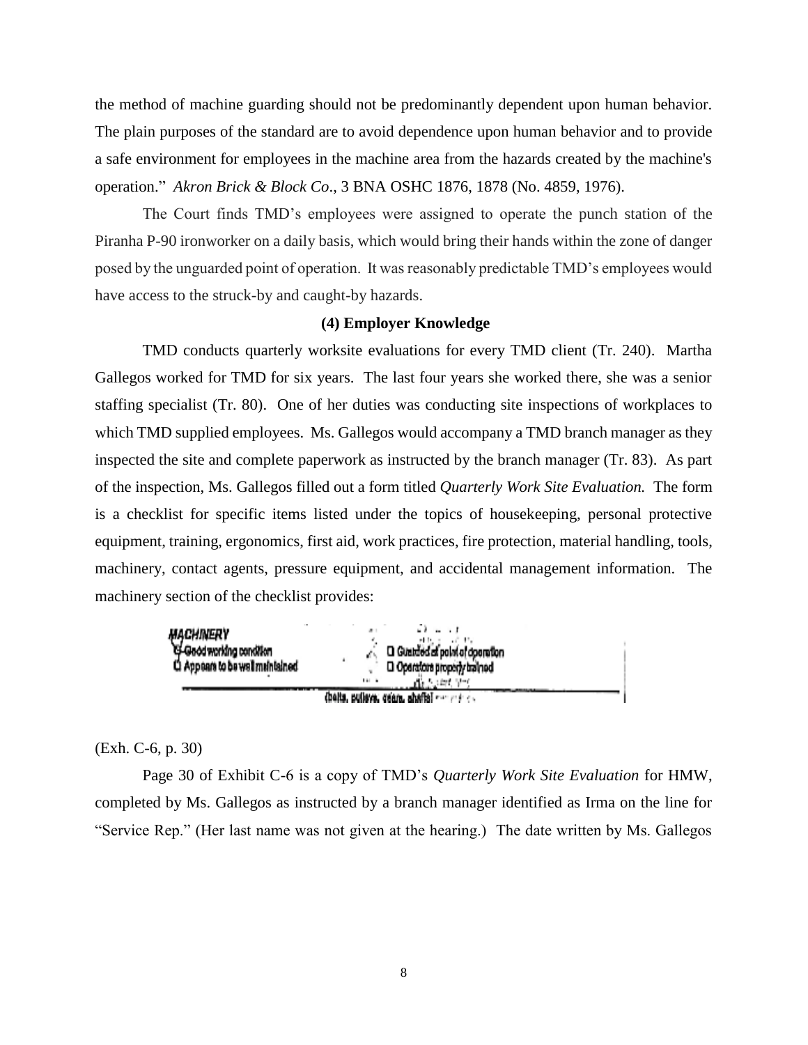the method of machine guarding should not be predominantly dependent upon human behavior. The plain purposes of the standard are to avoid dependence upon human behavior and to provide a safe environment for employees in the machine area from the hazards created by the machine's operation." *Akron Brick & Block Co*., 3 BNA OSHC 1876, 1878 (No. 4859, 1976).

The Court finds TMD's employees were assigned to operate the punch station of the Piranha P-90 ironworker on a daily basis, which would bring their hands within the zone of danger posed by the unguarded point of operation. It was reasonably predictable TMD's employees would have access to the struck-by and caught-by hazards.

**(4) Employer Knowledge**

TMD conducts quarterly worksite evaluations for every TMD client (Tr. 240). Martha Gallegos worked for TMD for six years. The last four years she worked there, she was a senior staffing specialist (Tr. 80). One of her duties was conducting site inspections of workplaces to which TMD supplied employees. Ms. Gallegos would accompany a TMD branch manager as they inspected the site and complete paperwork as instructed by the branch manager (Tr. 83). As part of the inspection, Ms. Gallegos filled out a form titled *Quarterly Work Site Evaluation.* The form is a checklist for specific items listed under the topics of housekeeping, personal protective equipment, training, ergonomics, first aid, work practices, fire protection, material handling, tools, machinery, contact agents, pressure equipment, and accidental management information. The machinery section of the checklist provides:

MACHINERY
☑ Good working condition
☐ Appears to be well maintained
☐ Guarded at point of operation
☐ Operators properly trained
(belts, pulleys, gears, shafts)

(Exh. C-6, p. 30)

Page 30 of Exhibit C-6 is a copy of TMD's *Quarterly Work Site Evaluation* for HMW, completed by Ms. Gallegos as instructed by a branch manager identified as Irma on the line for "Service Rep." (Her last name was not given at the hearing.) The date written by Ms. Gallegos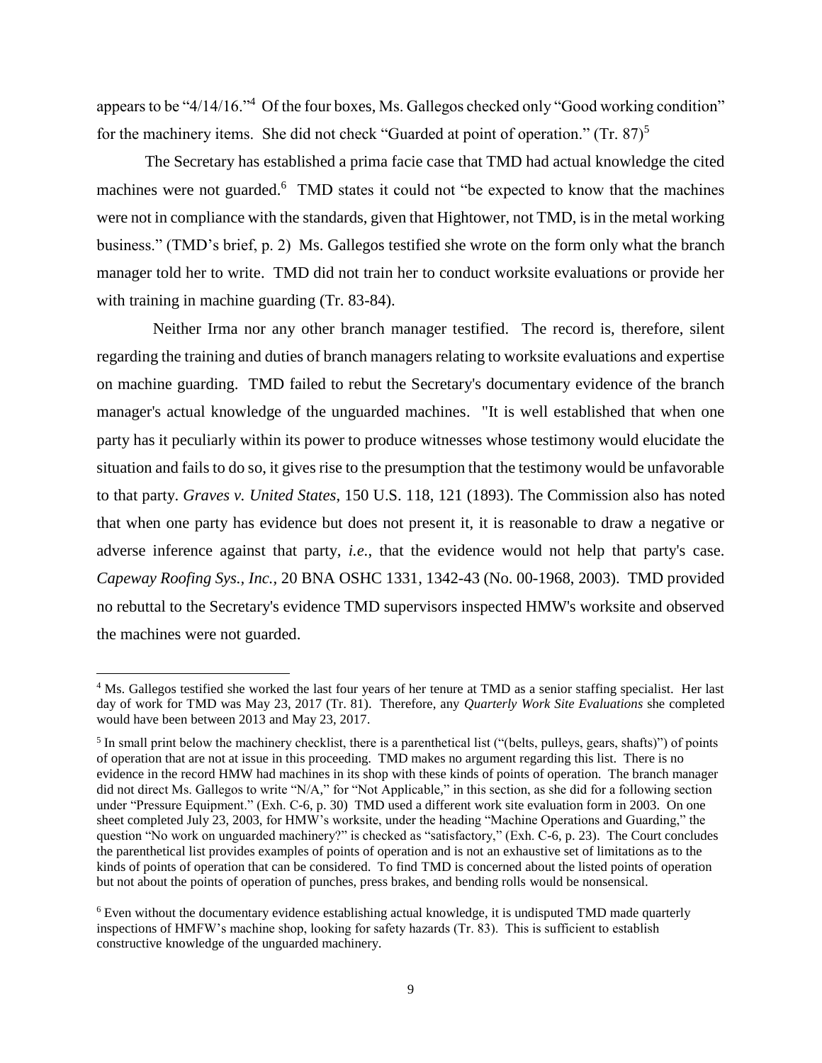appears to be "4/14/16."[4] Of the four boxes, Ms. Gallegos checked only "Good working condition" for the machinery items. She did not check "Guarded at point of operation." (Tr. 87)[5]

The Secretary has established a prima facie case that TMD had actual knowledge the cited machines were not guarded.[6] TMD states it could not "be expected to know that the machines were not in compliance with the standards, given that Hightower, not TMD, is in the metal working business." (TMD's brief, p. 2) Ms. Gallegos testified she wrote on the form only what the branch manager told her to write. TMD did not train her to conduct worksite evaluations or provide her with training in machine guarding (Tr. 83-84).

Neither Irma nor any other branch manager testified. The record is, therefore, silent regarding the training and duties of branch managers relating to worksite evaluations and expertise on machine guarding. TMD failed to rebut the Secretary's documentary evidence of the branch manager's actual knowledge of the unguarded machines. "It is well established that when one party has it peculiarly within its power to produce witnesses whose testimony would elucidate the situation and fails to do so, it gives rise to the presumption that the testimony would be unfavorable to that party. *Graves v. United States*, 150 U.S. 118, 121 (1893). The Commission also has noted that when one party has evidence but does not present it, it is reasonable to draw a negative or adverse inference against that party, *i.e.*, that the evidence would not help that party's case. *Capeway Roofing Sys., Inc.*, 20 BNA OSHC 1331, 1342-43 (No. 00-1968, 2003). TMD provided no rebuttal to the Secretary's evidence TMD supervisors inspected HMW's worksite and observed the machines were not guarded.

---

[4] Ms. Gallegos testified she worked the last four years of her tenure at TMD as a senior staffing specialist. Her last day of work for TMD was May 23, 2017 (Tr. 81). Therefore, any *Quarterly Work Site Evaluations* she completed would have been between 2013 and May 23, 2017.

[5] In small print below the machinery checklist, there is a parenthetical list ("(belts, pulleys, gears, shafts)") of points of operation that are not at issue in this proceeding. TMD makes no argument regarding this list. There is no evidence in the record HMW had machines in its shop with these kinds of points of operation. The branch manager did not direct Ms. Gallegos to write "N/A," for "Not Applicable," in this section, as she did for a following section under "Pressure Equipment." (Exh. C-6, p. 30) TMD used a different work site evaluation form in 2003. On one sheet completed July 23, 2003, for HMW's worksite, under the heading "Machine Operations and Guarding," the question "No work on unguarded machinery?" is checked as "satisfactory," (Exh. C-6, p. 23). The Court concludes the parenthetical list provides examples of points of operation and is not an exhaustive set of limitations as to the kinds of points of operation that can be considered. To find TMD is concerned about the listed points of operation but not about the points of operation of punches, press brakes, and bending rolls would be nonsensical.

[6] Even without the documentary evidence establishing actual knowledge, it is undisputed TMD made quarterly inspections of HMFW's machine shop, looking for safety hazards (Tr. 83). This is sufficient to establish constructive knowledge of the unguarded machinery.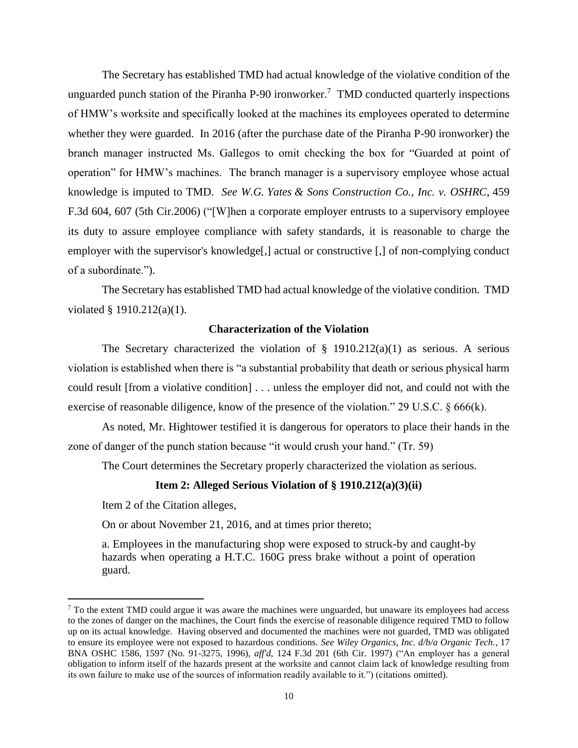The Secretary has established TMD had actual knowledge of the violative condition of the unguarded punch station of the Piranha P-90 ironworker.[7] TMD conducted quarterly inspections of HMW's worksite and specifically looked at the machines its employees operated to determine whether they were guarded. In 2016 (after the purchase date of the Piranha P-90 ironworker) the branch manager instructed Ms. Gallegos to omit checking the box for "Guarded at point of operation" for HMW's machines. The branch manager is a supervisory employee whose actual knowledge is imputed to TMD. *See W.G. Yates & Sons Construction Co., Inc. v. OSHRC*, 459 F.3d 604, 607 (5th Cir.2006) ("[W]hen a corporate employer entrusts to a supervisory employee its duty to assure employee compliance with safety standards, it is reasonable to charge the employer with the supervisor's knowledge[,] actual or constructive [,] of non-complying conduct of a subordinate.").

The Secretary has established TMD had actual knowledge of the violative condition. TMD violated § 1910.212(a)(1).

### Characterization of the Violation

The Secretary characterized the violation of § 1910.212(a)(1) as serious. A serious violation is established when there is "a substantial probability that death or serious physical harm could result [from a violative condition] . . . unless the employer did not, and could not with the exercise of reasonable diligence, know of the presence of the violation." 29 U.S.C. § 666(k).

As noted, Mr. Hightower testified it is dangerous for operators to place their hands in the zone of danger of the punch station because "it would crush your hand." (Tr. 59)

The Court determines the Secretary properly characterized the violation as serious.

### Item 2: Alleged Serious Violation of § 1910.212(a)(3)(ii)

Item 2 of the Citation alleges,

> On or about November 21, 2016, and at times prior thereto;
>
> a. Employees in the manufacturing shop were exposed to struck-by and caught-by hazards when operating a H.T.C. 160G press brake without a point of operation guard.

---

[7] To the extent TMD could argue it was aware the machines were unguarded, but unaware its employees had access to the zones of danger on the machines, the Court finds the exercise of reasonable diligence required TMD to follow up on its actual knowledge. Having observed and documented the machines were not guarded, TMD was obligated to ensure its employee were not exposed to hazardous conditions. *See Wiley Organics, Inc. d/b/a Organic Tech.*, 17 BNA OSHC 1586, 1597 (No. 91-3275, 1996), *aff'd*, 124 F.3d 201 (6th Cir. 1997) ("An employer has a general obligation to inform itself of the hazards present at the worksite and cannot claim lack of knowledge resulting from its own failure to make use of the sources of information readily available to it.") (citations omitted).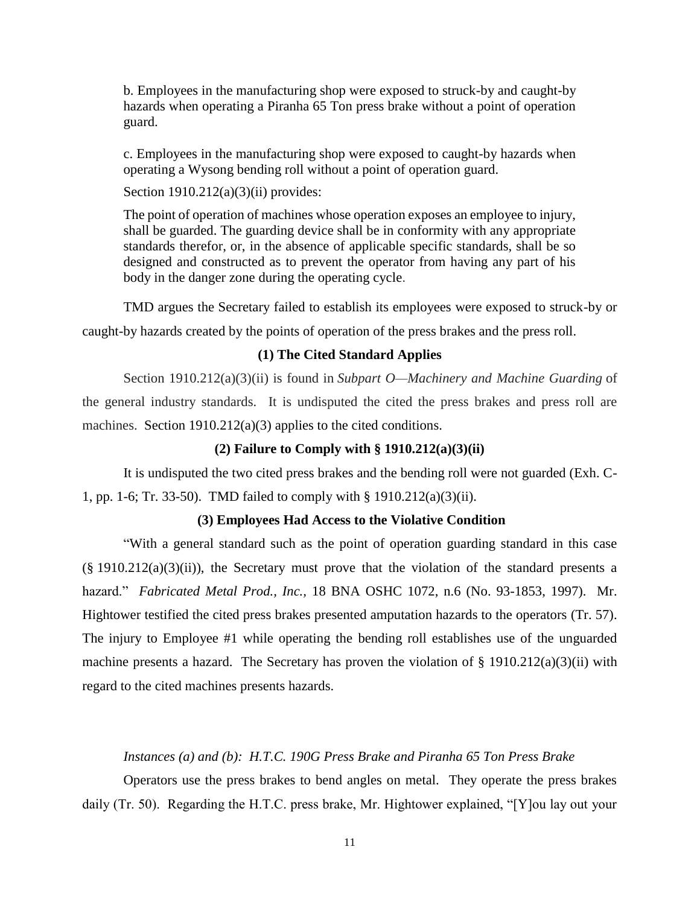b. Employees in the manufacturing shop were exposed to struck-by and caught-by hazards when operating a Piranha 65 Ton press brake without a point of operation guard.

c. Employees in the manufacturing shop were exposed to caught-by hazards when operating a Wysong bending roll without a point of operation guard.

Section 1910.212(a)(3)(ii) provides:

The point of operation of machines whose operation exposes an employee to injury, shall be guarded. The guarding device shall be in conformity with any appropriate standards therefor, or, in the absence of applicable specific standards, shall be so designed and constructed as to prevent the operator from having any part of his body in the danger zone during the operating cycle.

TMD argues the Secretary failed to establish its employees were exposed to struck-by or caught-by hazards created by the points of operation of the press brakes and the press roll.

**(1) The Cited Standard Applies**

Section 1910.212(a)(3)(ii) is found in *Subpart O—Machinery and Machine Guarding* of the general industry standards. It is undisputed the cited the press brakes and press roll are machines. Section 1910.212(a)(3) applies to the cited conditions.

**(2) Failure to Comply with § 1910.212(a)(3)(ii)**

It is undisputed the two cited press brakes and the bending roll were not guarded (Exh. C-1, pp. 1-6; Tr. 33-50). TMD failed to comply with § 1910.212(a)(3)(ii).

**(3) Employees Had Access to the Violative Condition**

"With a general standard such as the point of operation guarding standard in this case (§ 1910.212(a)(3)(ii)), the Secretary must prove that the violation of the standard presents a hazard." *Fabricated Metal Prod., Inc.*, 18 BNA OSHC 1072, n.6 (No. 93-1853, 1997). Mr. Hightower testified the cited press brakes presented amputation hazards to the operators (Tr. 57). The injury to Employee #1 while operating the bending roll establishes use of the unguarded machine presents a hazard. The Secretary has proven the violation of § 1910.212(a)(3)(ii) with regard to the cited machines presents hazards.

*Instances (a) and (b): H.T.C. 190G Press Brake and Piranha 65 Ton Press Brake*

Operators use the press brakes to bend angles on metal. They operate the press brakes daily (Tr. 50). Regarding the H.T.C. press brake, Mr. Hightower explained, "[Y]ou lay out your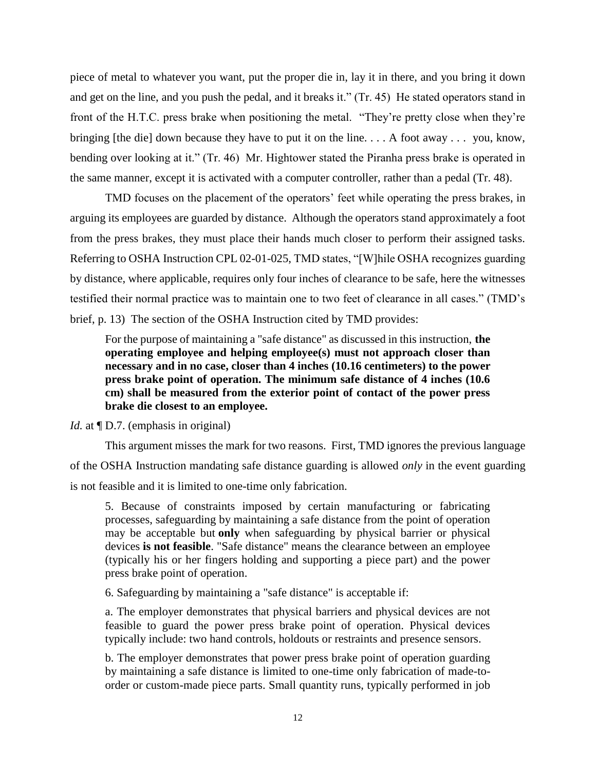piece of metal to whatever you want, put the proper die in, lay it in there, and you bring it down and get on the line, and you push the pedal, and it breaks it." (Tr. 45) He stated operators stand in front of the H.T.C. press brake when positioning the metal. "They're pretty close when they're bringing [the die] down because they have to put it on the line. . . . A foot away . . . you, know, bending over looking at it." (Tr. 46) Mr. Hightower stated the Piranha press brake is operated in the same manner, except it is activated with a computer controller, rather than a pedal (Tr. 48).

TMD focuses on the placement of the operators' feet while operating the press brakes, in arguing its employees are guarded by distance. Although the operators stand approximately a foot from the press brakes, they must place their hands much closer to perform their assigned tasks. Referring to OSHA Instruction CPL 02-01-025, TMD states, "[W]hile OSHA recognizes guarding by distance, where applicable, requires only four inches of clearance to be safe, here the witnesses testified their normal practice was to maintain one to two feet of clearance in all cases." (TMD's brief, p. 13) The section of the OSHA Instruction cited by TMD provides:

> For the purpose of maintaining a "safe distance" as discussed in this instruction, **the operating employee and helping employee(s) must not approach closer than necessary and in no case, closer than 4 inches (10.16 centimeters) to the power press brake point of operation. The minimum safe distance of 4 inches (10.6 cm) shall be measured from the exterior point of contact of the power press brake die closest to an employee.**

*Id.* at ¶ D.7. (emphasis in original)

This argument misses the mark for two reasons. First, TMD ignores the previous language of the OSHA Instruction mandating safe distance guarding is allowed *only* in the event guarding is not feasible and it is limited to one-time only fabrication.

> 5. Because of constraints imposed by certain manufacturing or fabricating processes, safeguarding by maintaining a safe distance from the point of operation may be acceptable but **only** when safeguarding by physical barrier or physical devices **is not feasible**. "Safe distance" means the clearance between an employee (typically his or her fingers holding and supporting a piece part) and the power press brake point of operation.
>
> 6. Safeguarding by maintaining a "safe distance" is acceptable if:
>
> a. The employer demonstrates that physical barriers and physical devices are not feasible to guard the power press brake point of operation. Physical devices typically include: two hand controls, holdouts or restraints and presence sensors.
>
> b. The employer demonstrates that power press brake point of operation guarding by maintaining a safe distance is limited to one-time only fabrication of made-to-order or custom-made piece parts. Small quantity runs, typically performed in job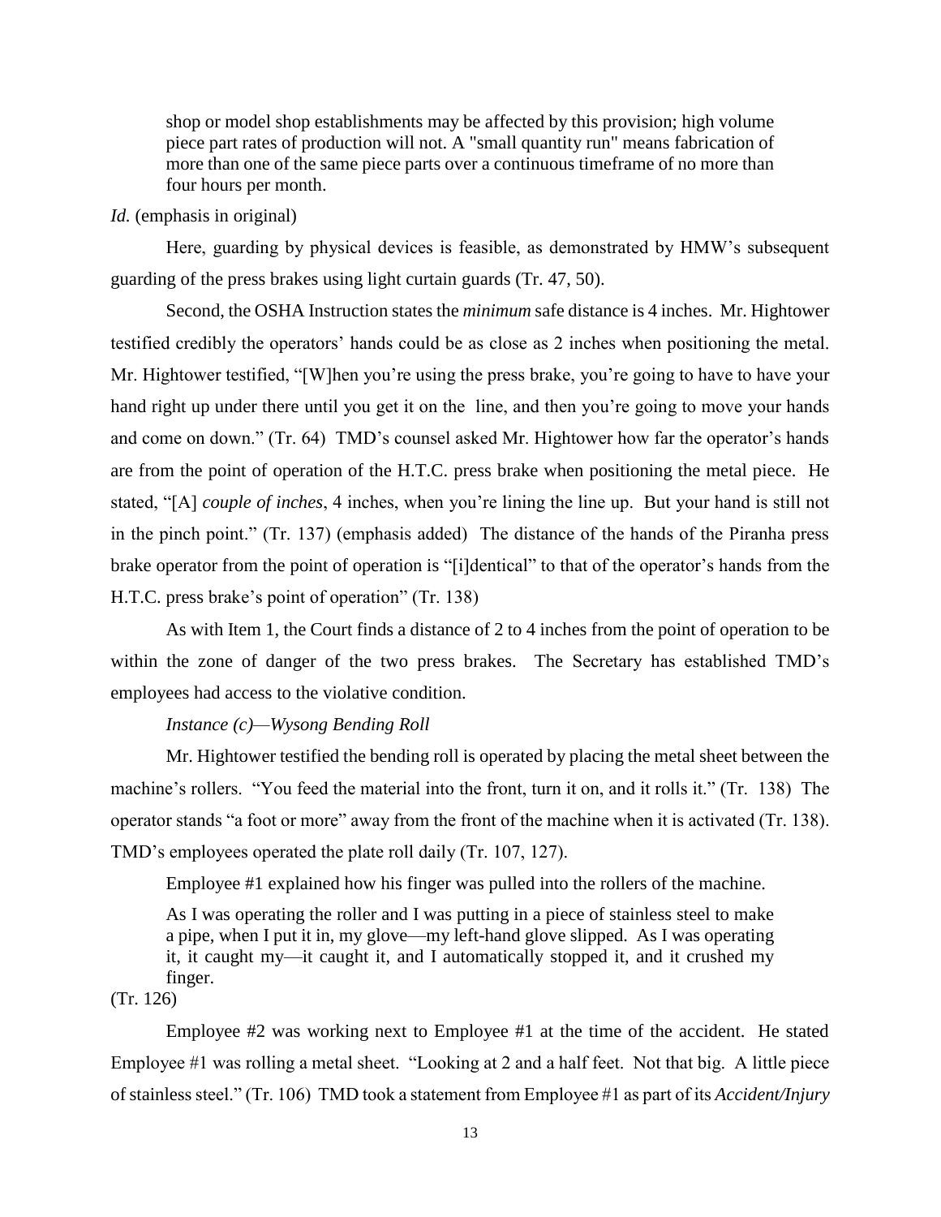> shop or model shop establishments may be affected by this provision; high volume piece part rates of production will not. A "small quantity run" means fabrication of more than one of the same piece parts over a continuous timeframe of no more than four hours per month.

*Id.* (emphasis in original)

Here, guarding by physical devices is feasible, as demonstrated by HMW's subsequent guarding of the press brakes using light curtain guards (Tr. 47, 50).

Second, the OSHA Instruction states the *minimum* safe distance is 4 inches. Mr. Hightower testified credibly the operators' hands could be as close as 2 inches when positioning the metal. Mr. Hightower testified, "[W]hen you're using the press brake, you're going to have to have your hand right up under there until you get it on the line, and then you're going to move your hands and come on down." (Tr. 64) TMD's counsel asked Mr. Hightower how far the operator's hands are from the point of operation of the H.T.C. press brake when positioning the metal piece. He stated, "[A] *couple of inches*, 4 inches, when you're lining the line up. But your hand is still not in the pinch point." (Tr. 137) (emphasis added) The distance of the hands of the Piranha press brake operator from the point of operation is "[i]dentical" to that of the operator's hands from the H.T.C. press brake's point of operation" (Tr. 138)

As with Item 1, the Court finds a distance of 2 to 4 inches from the point of operation to be within the zone of danger of the two press brakes. The Secretary has established TMD's employees had access to the violative condition.

*Instance (c)—Wysong Bending Roll*

Mr. Hightower testified the bending roll is operated by placing the metal sheet between the machine's rollers. "You feed the material into the front, turn it on, and it rolls it." (Tr. 138) The operator stands "a foot or more" away from the front of the machine when it is activated (Tr. 138). TMD's employees operated the plate roll daily (Tr. 107, 127).

Employee #1 explained how his finger was pulled into the rollers of the machine.

> As I was operating the roller and I was putting in a piece of stainless steel to make a pipe, when I put it in, my glove—my left-hand glove slipped. As I was operating it, it caught my—it caught it, and I automatically stopped it, and it crushed my finger.

(Tr. 126)

Employee #2 was working next to Employee #1 at the time of the accident. He stated Employee #1 was rolling a metal sheet. "Looking at 2 and a half feet. Not that big. A little piece of stainless steel." (Tr. 106) TMD took a statement from Employee #1 as part of its *Accident/Injury*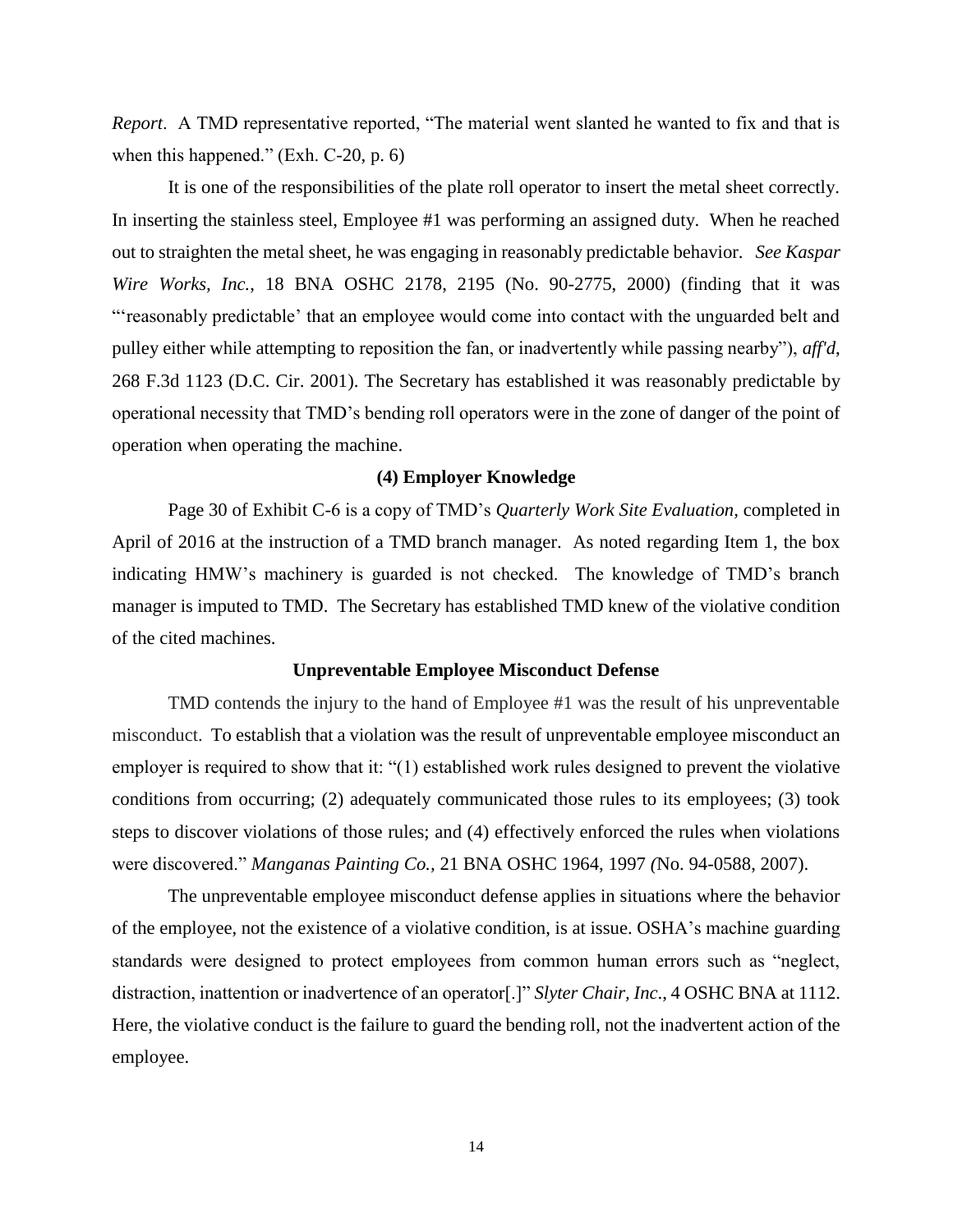*Report*. A TMD representative reported, "The material went slanted he wanted to fix and that is when this happened." (Exh. C-20, p. 6)

It is one of the responsibilities of the plate roll operator to insert the metal sheet correctly. In inserting the stainless steel, Employee #1 was performing an assigned duty. When he reached out to straighten the metal sheet, he was engaging in reasonably predictable behavior. *See Kaspar Wire Works, Inc.*, 18 BNA OSHC 2178, 2195 (No. 90-2775, 2000) (finding that it was "'reasonably predictable' that an employee would come into contact with the unguarded belt and pulley either while attempting to reposition the fan, or inadvertently while passing nearby"), *aff'd*, 268 F.3d 1123 (D.C. Cir. 2001). The Secretary has established it was reasonably predictable by operational necessity that TMD's bending roll operators were in the zone of danger of the point of operation when operating the machine.

**(4) Employer Knowledge**

Page 30 of Exhibit C-6 is a copy of TMD's *Quarterly Work Site Evaluation*, completed in April of 2016 at the instruction of a TMD branch manager. As noted regarding Item 1, the box indicating HMW's machinery is guarded is not checked. The knowledge of TMD's branch manager is imputed to TMD. The Secretary has established TMD knew of the violative condition of the cited machines.

**Unpreventable Employee Misconduct Defense**

TMD contends the injury to the hand of Employee #1 was the result of his unpreventable misconduct. To establish that a violation was the result of unpreventable employee misconduct an employer is required to show that it: "(1) established work rules designed to prevent the violative conditions from occurring; (2) adequately communicated those rules to its employees; (3) took steps to discover violations of those rules; and (4) effectively enforced the rules when violations were discovered." *Manganas Painting Co.*, 21 BNA OSHC 1964, 1997 (No. 94-0588, 2007).

The unpreventable employee misconduct defense applies in situations where the behavior of the employee, not the existence of a violative condition, is at issue. OSHA's machine guarding standards were designed to protect employees from common human errors such as "neglect, distraction, inattention or inadvertence of an operator[.]" *Slyter Chair, Inc*., 4 OSHC BNA at 1112. Here, the violative conduct is the failure to guard the bending roll, not the inadvertent action of the employee.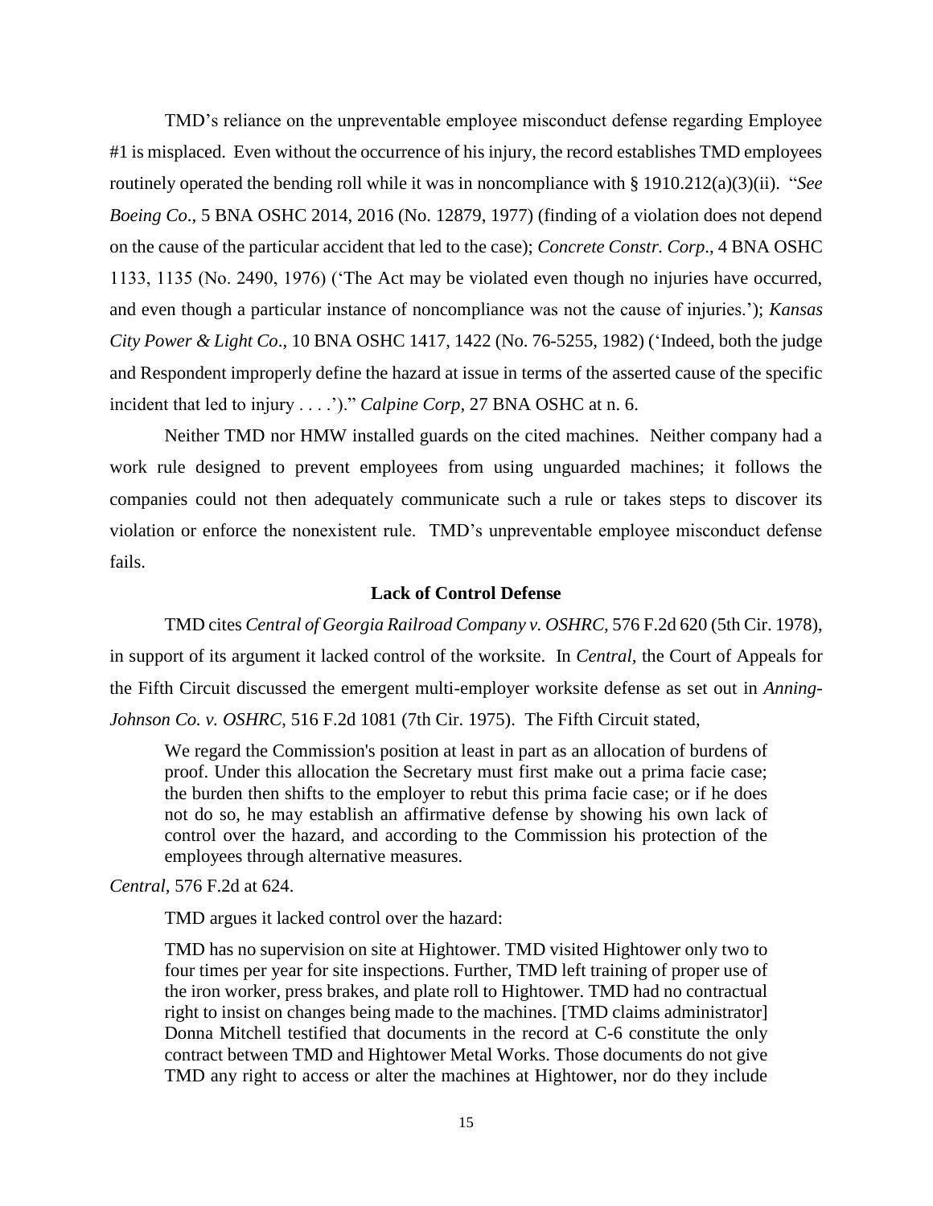TMD's reliance on the unpreventable employee misconduct defense regarding Employee #1 is misplaced. Even without the occurrence of his injury, the record establishes TMD employees routinely operated the bending roll while it was in noncompliance with § 1910.212(a)(3)(ii). "*See Boeing Co*., 5 BNA OSHC 2014, 2016 (No. 12879, 1977) (finding of a violation does not depend on the cause of the particular accident that led to the case); *Concrete Constr. Corp*., 4 BNA OSHC 1133, 1135 (No. 2490, 1976) ('The Act may be violated even though no injuries have occurred, and even though a particular instance of noncompliance was not the cause of injuries.'); *Kansas City Power & Light Co*., 10 BNA OSHC 1417, 1422 (No. 76-5255, 1982) ('Indeed, both the judge and Respondent improperly define the hazard at issue in terms of the asserted cause of the specific incident that led to injury . . . .')." *Calpine Corp*, 27 BNA OSHC at n. 6.

Neither TMD nor HMW installed guards on the cited machines. Neither company had a work rule designed to prevent employees from using unguarded machines; it follows the companies could not then adequately communicate such a rule or takes steps to discover its violation or enforce the nonexistent rule. TMD's unpreventable employee misconduct defense fails.

### Lack of Control Defense

TMD cites *Central of Georgia Railroad Company v. OSHRC*, 576 F.2d 620 (5th Cir. 1978), in support of its argument it lacked control of the worksite. In *Central*, the Court of Appeals for the Fifth Circuit discussed the emergent multi-employer worksite defense as set out in *Anning-Johnson Co. v. OSHRC*, 516 F.2d 1081 (7th Cir. 1975). The Fifth Circuit stated,

> We regard the Commission's position at least in part as an allocation of burdens of proof. Under this allocation the Secretary must first make out a prima facie case; the burden then shifts to the employer to rebut this prima facie case; or if he does not do so, he may establish an affirmative defense by showing his own lack of control over the hazard, and according to the Commission his protection of the employees through alternative measures.

*Central*, 576 F.2d at 624.

TMD argues it lacked control over the hazard:

> TMD has no supervision on site at Hightower. TMD visited Hightower only two to four times per year for site inspections. Further, TMD left training of proper use of the iron worker, press brakes, and plate roll to Hightower. TMD had no contractual right to insist on changes being made to the machines. [TMD claims administrator] Donna Mitchell testified that documents in the record at C-6 constitute the only contract between TMD and Hightower Metal Works. Those documents do not give TMD any right to access or alter the machines at Hightower, nor do they include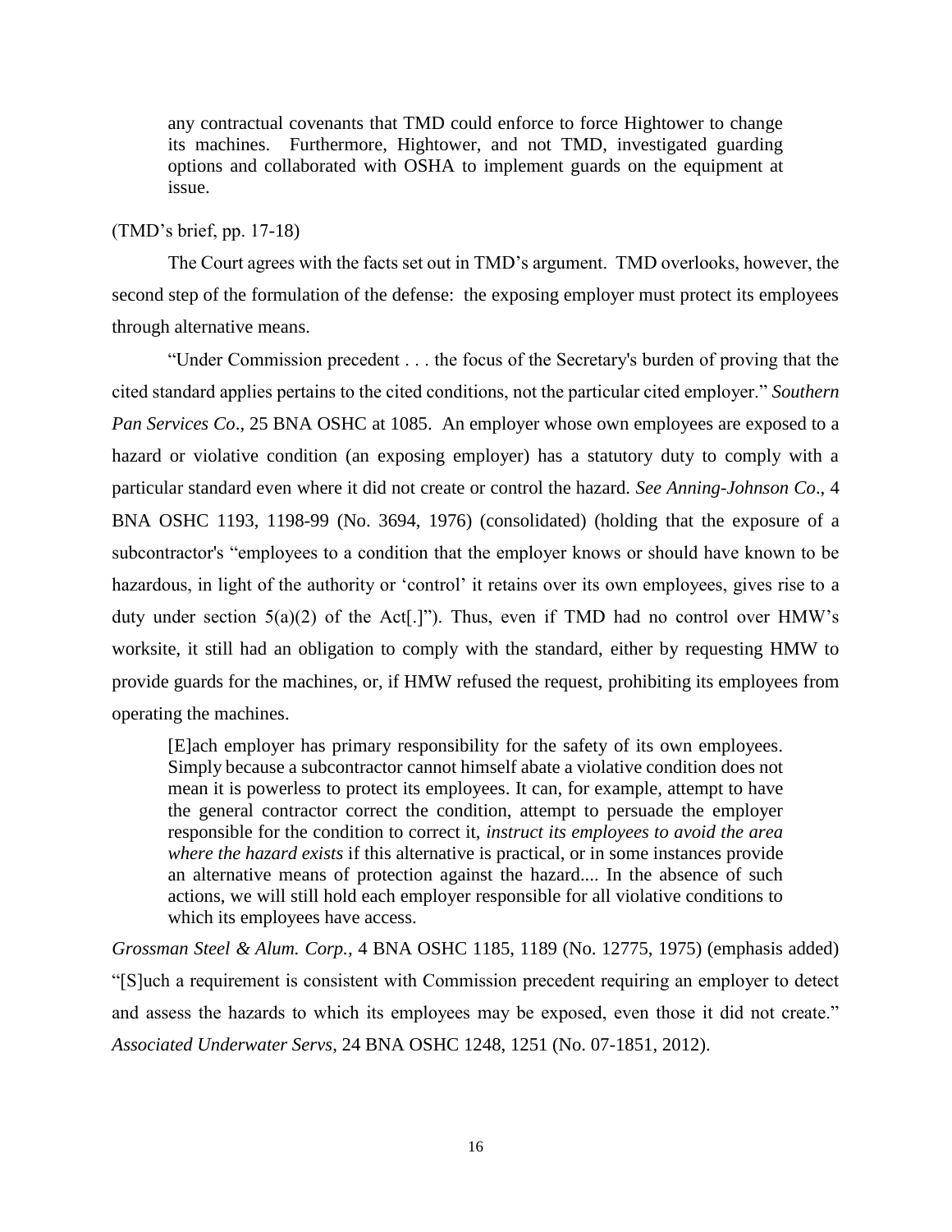> any contractual covenants that TMD could enforce to force Hightower to change its machines. Furthermore, Hightower, and not TMD, investigated guarding options and collaborated with OSHA to implement guards on the equipment at issue.

(TMD's brief, pp. 17-18)

The Court agrees with the facts set out in TMD's argument. TMD overlooks, however, the second step of the formulation of the defense: the exposing employer must protect its employees through alternative means.

"Under Commission precedent . . . the focus of the Secretary's burden of proving that the cited standard applies pertains to the cited conditions, not the particular cited employer." *Southern Pan Services Co*., 25 BNA OSHC at 1085. An employer whose own employees are exposed to a hazard or violative condition (an exposing employer) has a statutory duty to comply with a particular standard even where it did not create or control the hazard. *See Anning-Johnson Co*., 4 BNA OSHC 1193, 1198-99 (No. 3694, 1976) (consolidated) (holding that the exposure of a subcontractor's "employees to a condition that the employer knows or should have known to be hazardous, in light of the authority or 'control' it retains over its own employees, gives rise to a duty under section 5(a)(2) of the Act[.]"). Thus, even if TMD had no control over HMW's worksite, it still had an obligation to comply with the standard, either by requesting HMW to provide guards for the machines, or, if HMW refused the request, prohibiting its employees from operating the machines.

> [E]ach employer has primary responsibility for the safety of its own employees. Simply because a subcontractor cannot himself abate a violative condition does not mean it is powerless to protect its employees. It can, for example, attempt to have the general contractor correct the condition, attempt to persuade the employer responsible for the condition to correct it, *instruct its employees to avoid the area where the hazard exists* if this alternative is practical, or in some instances provide an alternative means of protection against the hazard.... In the absence of such actions, we will still hold each employer responsible for all violative conditions to which its employees have access.

*Grossman Steel & Alum. Corp.,* 4 BNA OSHC 1185, 1189 (No. 12775, 1975) (emphasis added) "[S]uch a requirement is consistent with Commission precedent requiring an employer to detect and assess the hazards to which its employees may be exposed, even those it did not create." *Associated Underwater Servs*, 24 BNA OSHC 1248, 1251 (No. 07-1851, 2012).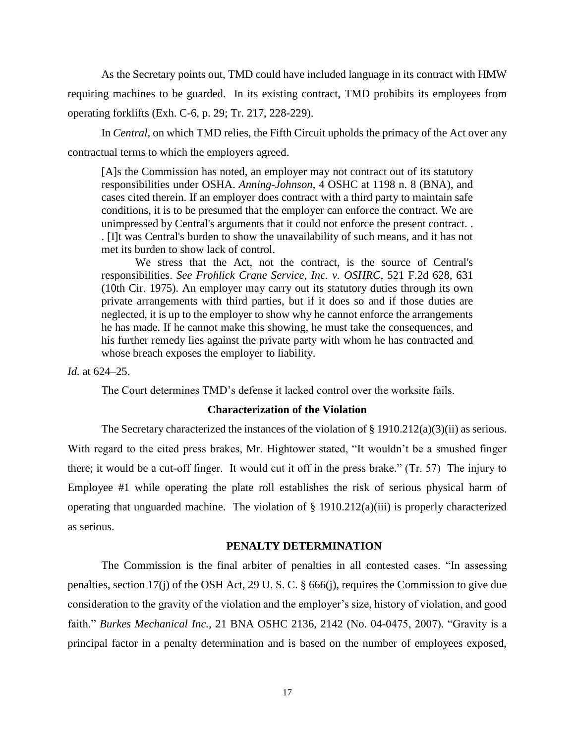As the Secretary points out, TMD could have included language in its contract with HMW requiring machines to be guarded. In its existing contract, TMD prohibits its employees from operating forklifts (Exh. C-6, p. 29; Tr. 217, 228-229).

In *Central,* on which TMD relies, the Fifth Circuit upholds the primacy of the Act over any contractual terms to which the employers agreed.

> [A]s the Commission has noted, an employer may not contract out of its statutory responsibilities under OSHA. *Anning-Johnson*, 4 OSHC at 1198 n. 8 (BNA), and cases cited therein. If an employer does contract with a third party to maintain safe conditions, it is to be presumed that the employer can enforce the contract. We are unimpressed by Central's arguments that it could not enforce the present contract. . . [I]t was Central's burden to show the unavailability of such means, and it has not met its burden to show lack of control.
>
> We stress that the Act, not the contract, is the source of Central's responsibilities. *See Frohlick Crane Service, Inc. v. OSHRC*, 521 F.2d 628, 631 (10th Cir. 1975). An employer may carry out its statutory duties through its own private arrangements with third parties, but if it does so and if those duties are neglected, it is up to the employer to show why he cannot enforce the arrangements he has made. If he cannot make this showing, he must take the consequences, and his further remedy lies against the private party with whom he has contracted and whose breach exposes the employer to liability.

*Id.* at 624–25.

The Court determines TMD's defense it lacked control over the worksite fails.

### Characterization of the Violation

The Secretary characterized the instances of the violation of § 1910.212(a)(3)(ii) as serious. With regard to the cited press brakes, Mr. Hightower stated, "It wouldn't be a smushed finger there; it would be a cut-off finger. It would cut it off in the press brake." (Tr. 57) The injury to Employee #1 while operating the plate roll establishes the risk of serious physical harm of operating that unguarded machine. The violation of § 1910.212(a)(iii) is properly characterized as serious.

## PENALTY DETERMINATION

The Commission is the final arbiter of penalties in all contested cases. "In assessing penalties, section 17(j) of the OSH Act, 29 U. S. C. § 666(j), requires the Commission to give due consideration to the gravity of the violation and the employer's size, history of violation, and good faith." *Burkes Mechanical Inc.,* 21 BNA OSHC 2136, 2142 (No. 04-0475, 2007). "Gravity is a principal factor in a penalty determination and is based on the number of employees exposed,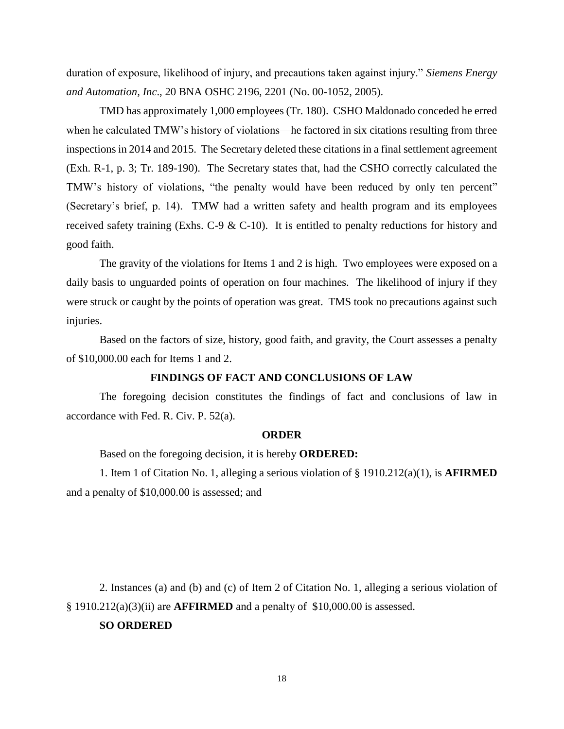duration of exposure, likelihood of injury, and precautions taken against injury." *Siemens Energy and Automation, Inc*., 20 BNA OSHC 2196, 2201 (No. 00-1052, 2005).

TMD has approximately 1,000 employees (Tr. 180). CSHO Maldonado conceded he erred when he calculated TMW's history of violations—he factored in six citations resulting from three inspections in 2014 and 2015. The Secretary deleted these citations in a final settlement agreement (Exh. R-1, p. 3; Tr. 189-190). The Secretary states that, had the CSHO correctly calculated the TMW's history of violations, "the penalty would have been reduced by only ten percent" (Secretary's brief, p. 14). TMW had a written safety and health program and its employees received safety training (Exhs. C-9 & C-10). It is entitled to penalty reductions for history and good faith.

The gravity of the violations for Items 1 and 2 is high. Two employees were exposed on a daily basis to unguarded points of operation on four machines. The likelihood of injury if they were struck or caught by the points of operation was great. TMS took no precautions against such injuries.

Based on the factors of size, history, good faith, and gravity, the Court assesses a penalty of $10,000.00 each for Items 1 and 2.

## FINDINGS OF FACT AND CONCLUSIONS OF LAW

The foregoing decision constitutes the findings of fact and conclusions of law in accordance with Fed. R. Civ. P. 52(a).

## ORDER

Based on the foregoing decision, it is hereby **ORDERED:**

1. Item 1 of Citation No. 1, alleging a serious violation of § 1910.212(a)(1), is **AFIRMED** and a penalty of $10,000.00 is assessed; and

2. Instances (a) and (b) and (c) of Item 2 of Citation No. 1, alleging a serious violation of § 1910.212(a)(3)(ii) are **AFFIRMED** and a penalty of $10,000.00 is assessed.

**SO ORDERED**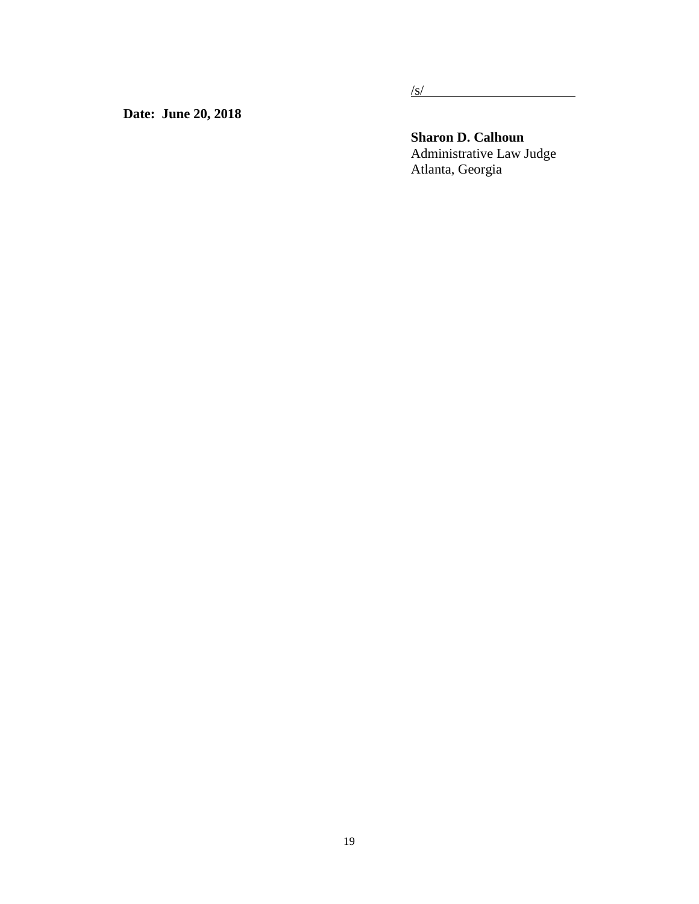/s/

**Date: June 20, 2018**

**Sharon D. Calhoun**
Administrative Law Judge
Atlanta, Georgia